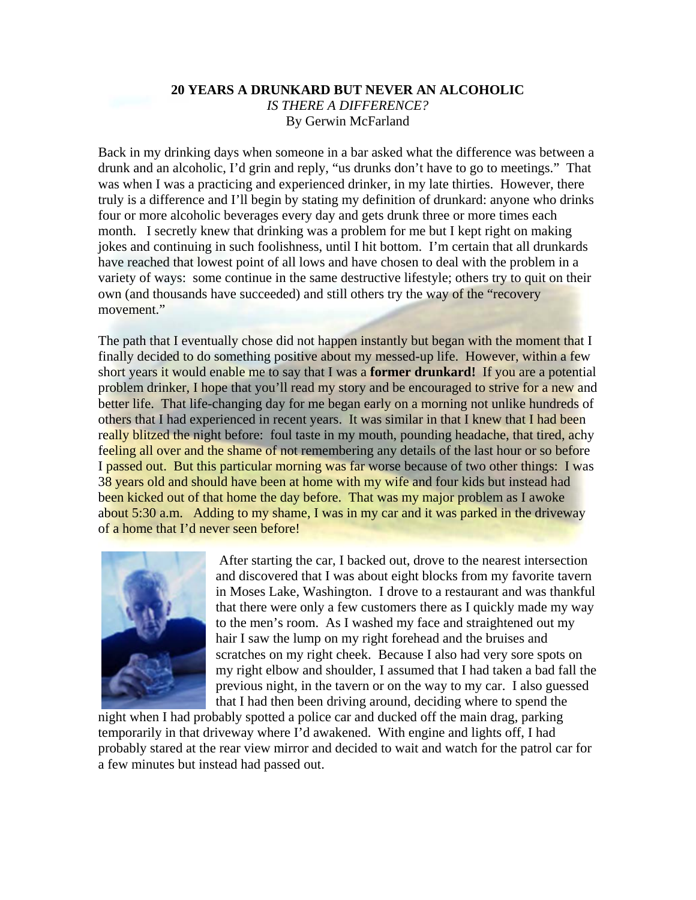# 20 YEARS A DRUNKARD BUT NEVER AN ALCOHOLIC

*IS THERE A DIFFERENCE?*

By Gerwin McFarland

Back in my drinking days when someone in a bar asked what the difference was between a drunk and an alcoholic, I'd grin and reply, "us drunks don't have to go to meetings." That was when I was a practicing and experienced drinker, in my late thirties. However, there truly is a difference and I'll begin by stating my definition of drunkard: anyone who drinks four or more alcoholic beverages every day and gets drunk three or more times each month. I secretly knew that drinking was a problem for me but I kept right on making jokes and continuing in such foolishness, until I hit bottom. I'm certain that all drunkards have reached that lowest point of all lows and have chosen to deal with the problem in a variety of ways: some continue in the same destructive lifestyle; others try to quit on their own (and thousands have succeeded) and still others try the way of the "recovery movement."

The path that I eventually chose did not happen instantly but began with the moment that I finally decided to do something positive about my messed-up life. However, within a few short years it would enable me to say that I was a **former drunkard!** If you are a potential problem drinker, I hope that you'll read my story and be encouraged to strive for a new and better life. That life-changing day for me began early on a morning not unlike hundreds of others that I had experienced in recent years. It was similar in that I knew that I had been really blitzed the night before: foul taste in my mouth, pounding headache, that tired, achy feeling all over and the shame of not remembering any details of the last hour or so before I passed out. But this particular morning was far worse because of two other things: I was 38 years old and should have been at home with my wife and four kids but instead had been kicked out of that home the day before. That was my major problem as I awoke about 5:30 a.m. Adding to my shame, I was in my car and it was parked in the driveway of a home that I'd never seen before!

After starting the car, I backed out, drove to the nearest intersection and discovered that I was about eight blocks from my favorite tavern in Moses Lake, Washington. I drove to a restaurant and was thankful that there were only a few customers there as I quickly made my way to the men's room. As I washed my face and straightened out my hair I saw the lump on my right forehead and the bruises and scratches on my right cheek. Because I also had very sore spots on my right elbow and shoulder, I assumed that I had taken a bad fall the previous night, in the tavern or on the way to my car. I also guessed that I had then been driving around, deciding where to spend the night when I had probably spotted a police car and ducked off the main drag, parking temporarily in that driveway where I'd awakened. With engine and lights off, I had probably stared at the rear view mirror and decided to wait and watch for the patrol car for a few minutes but instead had passed out.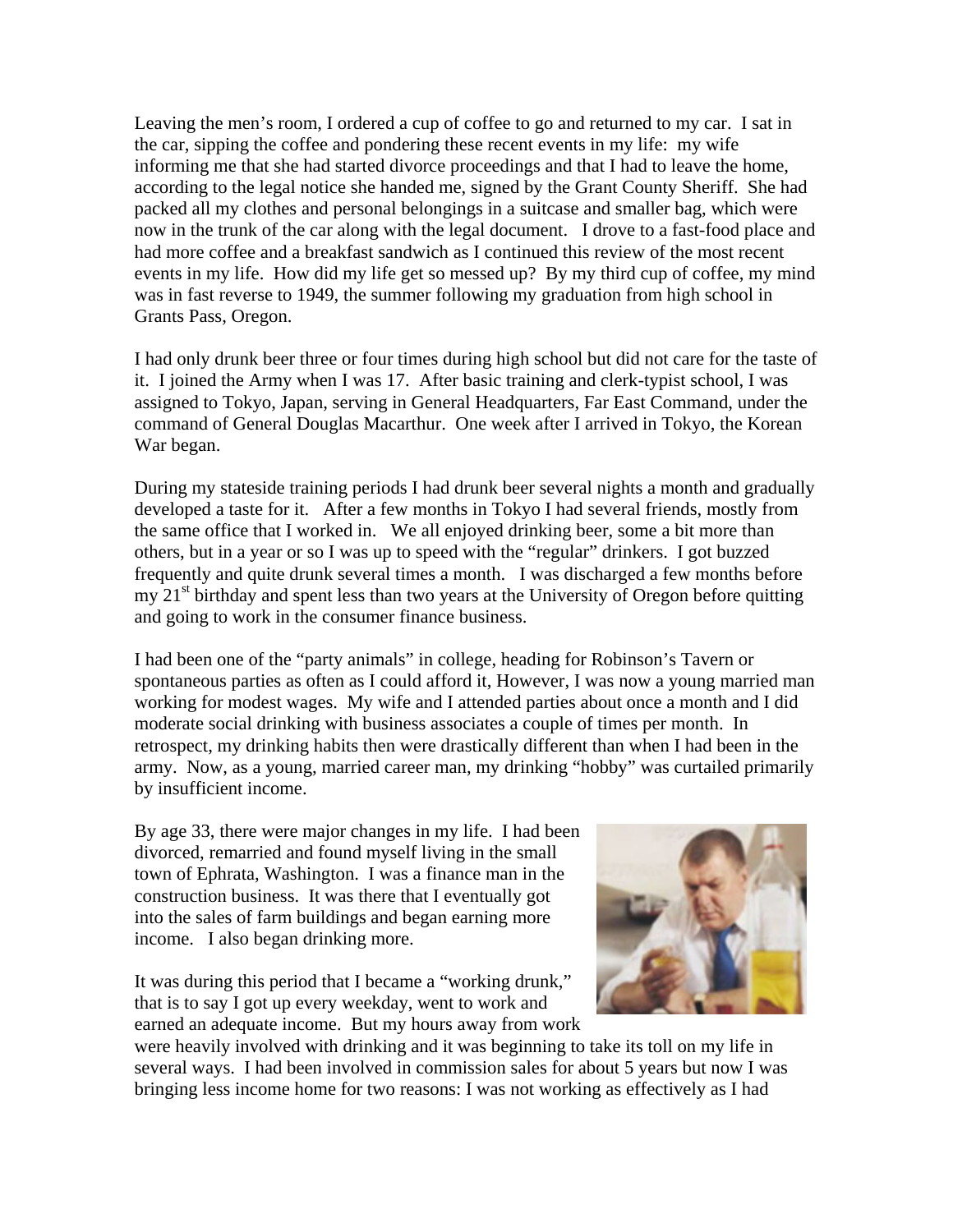Leaving the men's room, I ordered a cup of coffee to go and returned to my car. I sat in the car, sipping the coffee and pondering these recent events in my life: my wife informing me that she had started divorce proceedings and that I had to leave the home, according to the legal notice she handed me, signed by the Grant County Sheriff. She had packed all my clothes and personal belongings in a suitcase and smaller bag, which were now in the trunk of the car along with the legal document. I drove to a fast-food place and had more coffee and a breakfast sandwich as I continued this review of the most recent events in my life. How did my life get so messed up? By my third cup of coffee, my mind was in fast reverse to 1949, the summer following my graduation from high school in Grants Pass, Oregon.

I had only drunk beer three or four times during high school but did not care for the taste of it. I joined the Army when I was 17. After basic training and clerk-typist school, I was assigned to Tokyo, Japan, serving in General Headquarters, Far East Command, under the command of General Douglas Macarthur. One week after I arrived in Tokyo, the Korean War began.

During my stateside training periods I had drunk beer several nights a month and gradually developed a taste for it. After a few months in Tokyo I had several friends, mostly from the same office that I worked in. We all enjoyed drinking beer, some a bit more than others, but in a year or so I was up to speed with the "regular" drinkers. I got buzzed frequently and quite drunk several times a month. I was discharged a few months before my 21st birthday and spent less than two years at the University of Oregon before quitting and going to work in the consumer finance business.

I had been one of the "party animals" in college, heading for Robinson's Tavern or spontaneous parties as often as I could afford it, However, I was now a young married man working for modest wages. My wife and I attended parties about once a month and I did moderate social drinking with business associates a couple of times per month. In retrospect, my drinking habits then were drastically different than when I had been in the army. Now, as a young, married career man, my drinking "hobby" was curtailed primarily by insufficient income.

By age 33, there were major changes in my life. I had been divorced, remarried and found myself living in the small town of Ephrata, Washington. I was a finance man in the construction business. It was there that I eventually got into the sales of farm buildings and began earning more income. I also began drinking more.

It was during this period that I became a "working drunk," that is to say I got up every weekday, went to work and earned an adequate income. But my hours away from work were heavily involved with drinking and it was beginning to take its toll on my life in several ways. I had been involved in commission sales for about 5 years but now I was bringing less income home for two reasons: I was not working as effectively as I had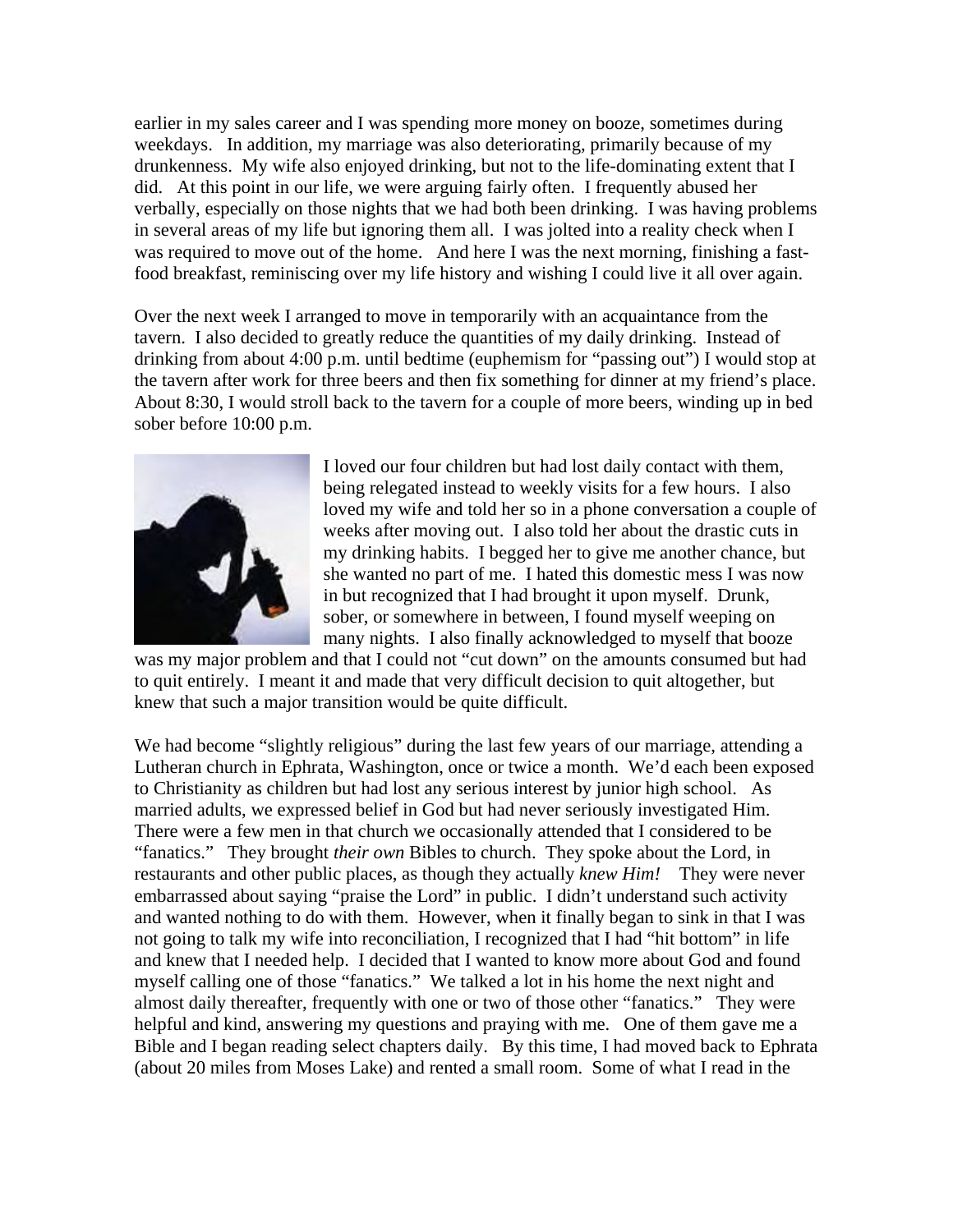earlier in my sales career and I was spending more money on booze, sometimes during weekdays. In addition, my marriage was also deteriorating, primarily because of my drunkenness. My wife also enjoyed drinking, but not to the life-dominating extent that I did. At this point in our life, we were arguing fairly often. I frequently abused her verbally, especially on those nights that we had both been drinking. I was having problems in several areas of my life but ignoring them all. I was jolted into a reality check when I was required to move out of the home. And here I was the next morning, finishing a fast-food breakfast, reminiscing over my life history and wishing I could live it all over again.

Over the next week I arranged to move in temporarily with an acquaintance from the tavern. I also decided to greatly reduce the quantities of my daily drinking. Instead of drinking from about 4:00 p.m. until bedtime (euphemism for "passing out") I would stop at the tavern after work for three beers and then fix something for dinner at my friend's place. About 8:30, I would stroll back to the tavern for a couple of more beers, winding up in bed sober before 10:00 p.m.

I loved our four children but had lost daily contact with them, being relegated instead to weekly visits for a few hours. I also loved my wife and told her so in a phone conversation a couple of weeks after moving out. I also told her about the drastic cuts in my drinking habits. I begged her to give me another chance, but she wanted no part of me. I hated this domestic mess I was now in but recognized that I had brought it upon myself. Drunk, sober, or somewhere in between, I found myself weeping on many nights. I also finally acknowledged to myself that booze was my major problem and that I could not "cut down" on the amounts consumed but had to quit entirely. I meant it and made that very difficult decision to quit altogether, but knew that such a major transition would be quite difficult.

We had become "slightly religious" during the last few years of our marriage, attending a Lutheran church in Ephrata, Washington, once or twice a month. We'd each been exposed to Christianity as children but had lost any serious interest by junior high school. As married adults, we expressed belief in God but had never seriously investigated Him. There were a few men in that church we occasionally attended that I considered to be "fanatics." They brought *their own* Bibles to church. They spoke about the Lord, in restaurants and other public places, as though they actually *knew Him!* They were never embarrassed about saying "praise the Lord" in public. I didn't understand such activity and wanted nothing to do with them. However, when it finally began to sink in that I was not going to talk my wife into reconciliation, I recognized that I had "hit bottom" in life and knew that I needed help. I decided that I wanted to know more about God and found myself calling one of those "fanatics." We talked a lot in his home the next night and almost daily thereafter, frequently with one or two of those other "fanatics." They were helpful and kind, answering my questions and praying with me. One of them gave me a Bible and I began reading select chapters daily. By this time, I had moved back to Ephrata (about 20 miles from Moses Lake) and rented a small room. Some of what I read in the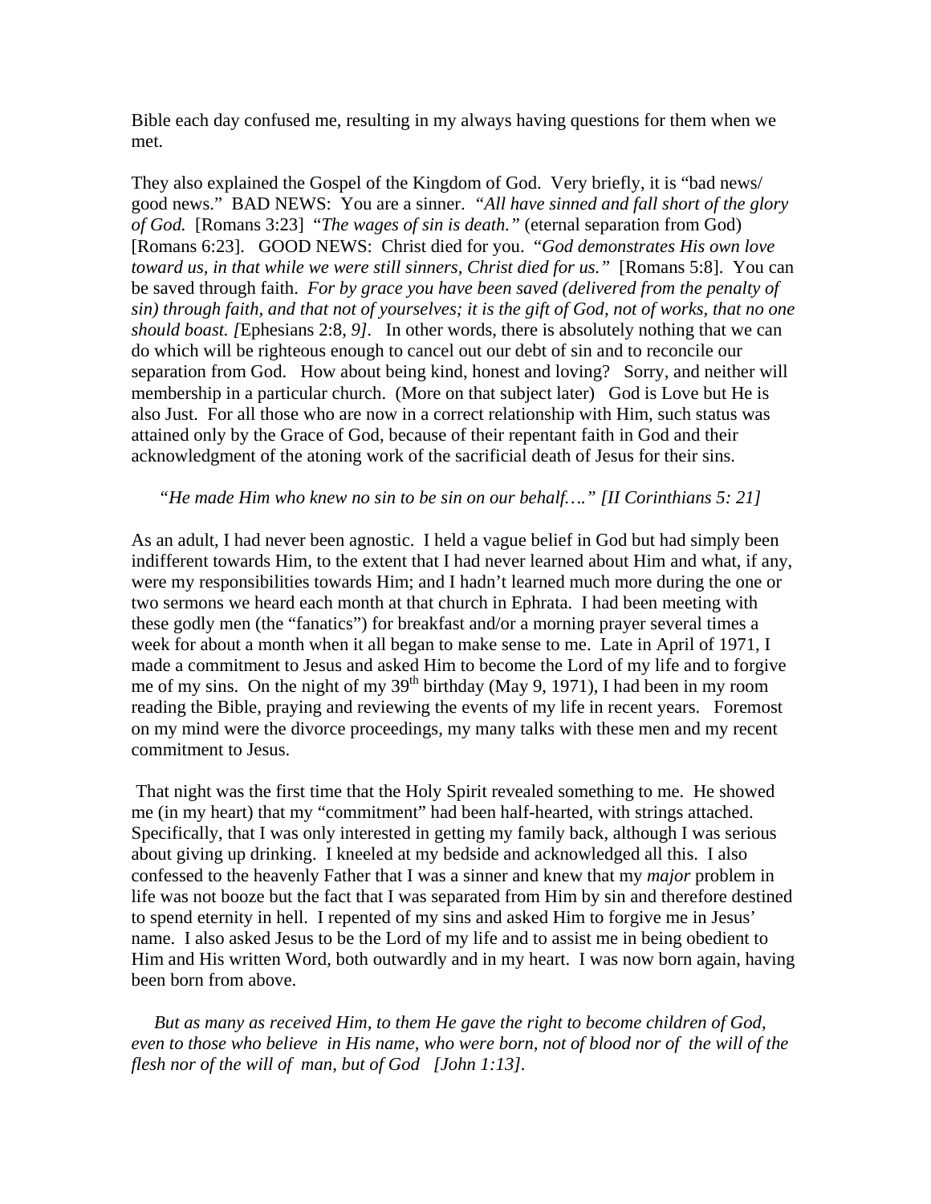Bible each day confused me, resulting in my always having questions for them when we met.

They also explained the Gospel of the Kingdom of God. Very briefly, it is "bad news/ good news." BAD NEWS: You are a sinner. *"All have sinned and fall short of the glory of God.* [Romans 3:23] *"The wages of sin is death."* (eternal separation from God) [Romans 6:23]. GOOD NEWS: Christ died for you. *"God demonstrates His own love toward us, in that while we were still sinners, Christ died for us."* [Romans 5:8]. You can be saved through faith. *For by grace you have been saved (delivered from the penalty of sin) through faith, and that not of yourselves; it is the gift of God, not of works, that no one should boast. [*Ephesians 2:8*, 9]*. In other words, there is absolutely nothing that we can do which will be righteous enough to cancel out our debt of sin and to reconcile our separation from God. How about being kind, honest and loving? Sorry, and neither will membership in a particular church. (More on that subject later) God is Love but He is also Just. For all those who are now in a correct relationship with Him, such status was attained only by the Grace of God, because of their repentant faith in God and their acknowledgment of the atoning work of the sacrificial death of Jesus for their sins.

*"He made Him who knew no sin to be sin on our behalf…." [II Corinthians 5: 21]*

As an adult, I had never been agnostic. I held a vague belief in God but had simply been indifferent towards Him, to the extent that I had never learned about Him and what, if any, were my responsibilities towards Him; and I hadn't learned much more during the one or two sermons we heard each month at that church in Ephrata. I had been meeting with these godly men (the "fanatics") for breakfast and/or a morning prayer several times a week for about a month when it all began to make sense to me. Late in April of 1971, I made a commitment to Jesus and asked Him to become the Lord of my life and to forgive me of my sins. On the night of my 39th birthday (May 9, 1971), I had been in my room reading the Bible, praying and reviewing the events of my life in recent years. Foremost on my mind were the divorce proceedings, my many talks with these men and my recent commitment to Jesus.

That night was the first time that the Holy Spirit revealed something to me. He showed me (in my heart) that my "commitment" had been half-hearted, with strings attached. Specifically, that I was only interested in getting my family back, although I was serious about giving up drinking. I kneeled at my bedside and acknowledged all this. I also confessed to the heavenly Father that I was a sinner and knew that my *major* problem in life was not booze but the fact that I was separated from Him by sin and therefore destined to spend eternity in hell. I repented of my sins and asked Him to forgive me in Jesus' name. I also asked Jesus to be the Lord of my life and to assist me in being obedient to Him and His written Word, both outwardly and in my heart. I was now born again, having been born from above.

*But as many as received Him, to them He gave the right to become children of God, even to those who believe in His name, who were born, not of blood nor of the will of the flesh nor of the will of man, but of God [John 1:13].*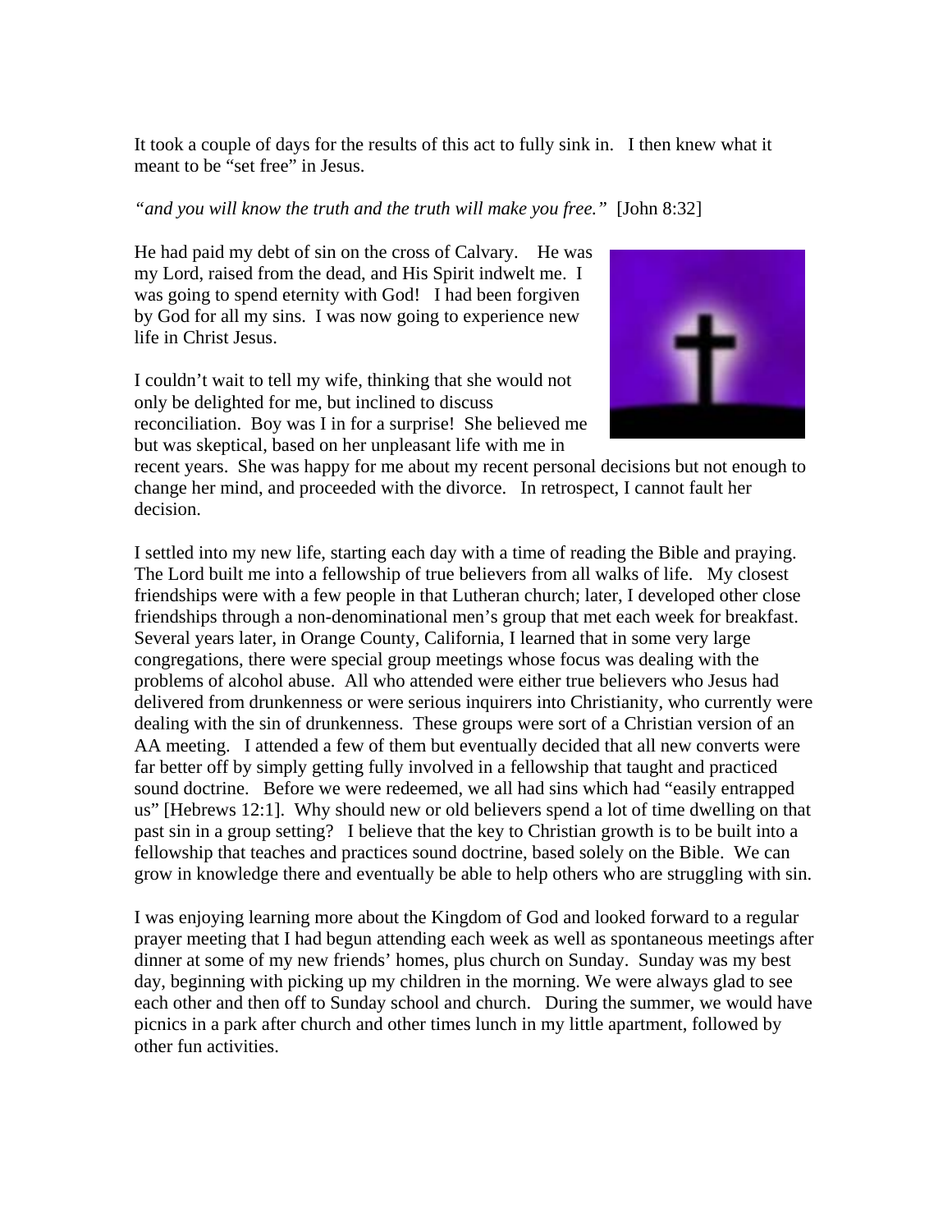It took a couple of days for the results of this act to fully sink in. I then knew what it meant to be "set free" in Jesus.

*"and you will know the truth and the truth will make you free."* [John 8:32]

He had paid my debt of sin on the cross of Calvary. He was my Lord, raised from the dead, and His Spirit indwelt me. I was going to spend eternity with God! I had been forgiven by God for all my sins. I was now going to experience new life in Christ Jesus.

I couldn't wait to tell my wife, thinking that she would not only be delighted for me, but inclined to discuss reconciliation. Boy was I in for a surprise! She believed me but was skeptical, based on her unpleasant life with me in recent years. She was happy for me about my recent personal decisions but not enough to change her mind, and proceeded with the divorce. In retrospect, I cannot fault her decision.

I settled into my new life, starting each day with a time of reading the Bible and praying. The Lord built me into a fellowship of true believers from all walks of life. My closest friendships were with a few people in that Lutheran church; later, I developed other close friendships through a non-denominational men's group that met each week for breakfast. Several years later, in Orange County, California, I learned that in some very large congregations, there were special group meetings whose focus was dealing with the problems of alcohol abuse. All who attended were either true believers who Jesus had delivered from drunkenness or were serious inquirers into Christianity, who currently were dealing with the sin of drunkenness. These groups were sort of a Christian version of an AA meeting. I attended a few of them but eventually decided that all new converts were far better off by simply getting fully involved in a fellowship that taught and practiced sound doctrine. Before we were redeemed, we all had sins which had "easily entrapped us" [Hebrews 12:1]. Why should new or old believers spend a lot of time dwelling on that past sin in a group setting? I believe that the key to Christian growth is to be built into a fellowship that teaches and practices sound doctrine, based solely on the Bible. We can grow in knowledge there and eventually be able to help others who are struggling with sin.

I was enjoying learning more about the Kingdom of God and looked forward to a regular prayer meeting that I had begun attending each week as well as spontaneous meetings after dinner at some of my new friends' homes, plus church on Sunday. Sunday was my best day, beginning with picking up my children in the morning. We were always glad to see each other and then off to Sunday school and church. During the summer, we would have picnics in a park after church and other times lunch in my little apartment, followed by other fun activities.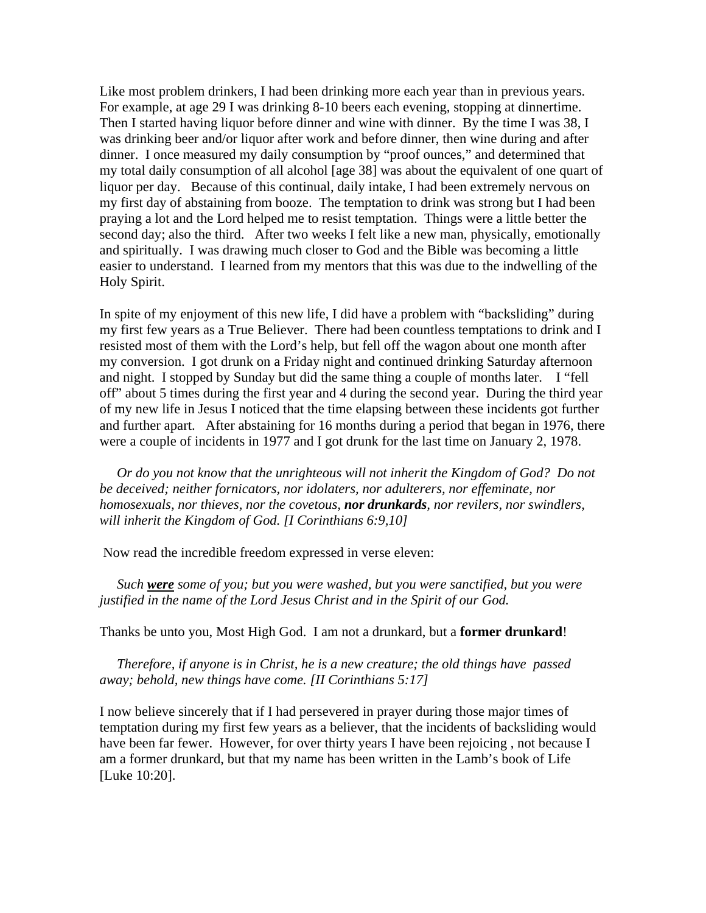Like most problem drinkers, I had been drinking more each year than in previous years. For example, at age 29 I was drinking 8-10 beers each evening, stopping at dinnertime. Then I started having liquor before dinner and wine with dinner. By the time I was 38, I was drinking beer and/or liquor after work and before dinner, then wine during and after dinner. I once measured my daily consumption by "proof ounces," and determined that my total daily consumption of all alcohol [age 38] was about the equivalent of one quart of liquor per day. Because of this continual, daily intake, I had been extremely nervous on my first day of abstaining from booze. The temptation to drink was strong but I had been praying a lot and the Lord helped me to resist temptation. Things were a little better the second day; also the third. After two weeks I felt like a new man, physically, emotionally and spiritually. I was drawing much closer to God and the Bible was becoming a little easier to understand. I learned from my mentors that this was due to the indwelling of the Holy Spirit.

In spite of my enjoyment of this new life, I did have a problem with "backsliding" during my first few years as a True Believer. There had been countless temptations to drink and I resisted most of them with the Lord's help, but fell off the wagon about one month after my conversion. I got drunk on a Friday night and continued drinking Saturday afternoon and night. I stopped by Sunday but did the same thing a couple of months later. I "fell off" about 5 times during the first year and 4 during the second year. During the third year of my new life in Jesus I noticed that the time elapsing between these incidents got further and further apart. After abstaining for 16 months during a period that began in 1976, there were a couple of incidents in 1977 and I got drunk for the last time on January 2, 1978.

*Or do you not know that the unrighteous will not inherit the Kingdom of God? Do not be deceived; neither fornicators, nor idolaters, nor adulterers, nor effeminate, nor homosexuals, nor thieves, nor the covetous, **nor drunkards**, nor revilers, nor swindlers, will inherit the Kingdom of God. [I Corinthians 6:9,10]*

Now read the incredible freedom expressed in verse eleven:

*Such **<u>were</u>** some of you; but you were washed, but you were sanctified, but you were justified in the name of the Lord Jesus Christ and in the Spirit of our God.*

Thanks be unto you, Most High God. I am not a drunkard, but a **former drunkard**!

*Therefore, if anyone is in Christ, he is a new creature; the old things have passed away; behold, new things have come. [II Corinthians 5:17]*

I now believe sincerely that if I had persevered in prayer during those major times of temptation during my first few years as a believer, that the incidents of backsliding would have been far fewer. However, for over thirty years I have been rejoicing , not because I am a former drunkard, but that my name has been written in the Lamb's book of Life [Luke 10:20].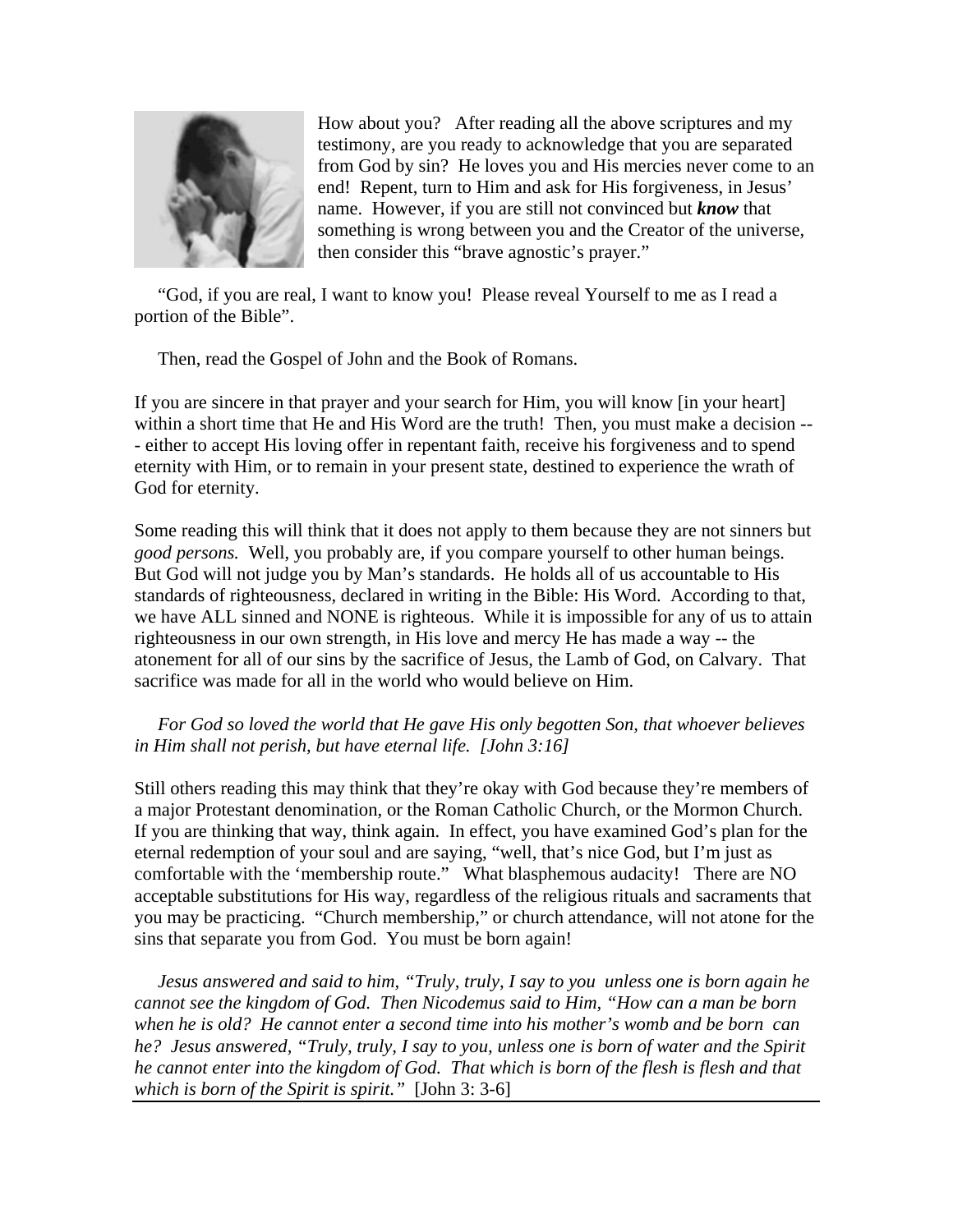How about you? After reading all the above scriptures and my testimony, are you ready to acknowledge that you are separated from God by sin? He loves you and His mercies never come to an end! Repent, turn to Him and ask for His forgiveness, in Jesus' name. However, if you are still not convinced but ***know*** that something is wrong between you and the Creator of the universe, then consider this "brave agnostic's prayer."

"God, if you are real, I want to know you! Please reveal Yourself to me as I read a portion of the Bible".

Then, read the Gospel of John and the Book of Romans.

If you are sincere in that prayer and your search for Him, you will know [in your heart] within a short time that He and His Word are the truth! Then, you must make a decision --- either to accept His loving offer in repentant faith, receive his forgiveness and to spend eternity with Him, or to remain in your present state, destined to experience the wrath of God for eternity.

Some reading this will think that it does not apply to them because they are not sinners but *good persons.* Well, you probably are, if you compare yourself to other human beings. But God will not judge you by Man's standards. He holds all of us accountable to His standards of righteousness, declared in writing in the Bible: His Word. According to that, we have ALL sinned and NONE is righteous. While it is impossible for any of us to attain righteousness in our own strength, in His love and mercy He has made a way -- the atonement for all of our sins by the sacrifice of Jesus, the Lamb of God, on Calvary. That sacrifice was made for all in the world who would believe on Him.

*For God so loved the world that He gave His only begotten Son, that whoever believes in Him shall not perish, but have eternal life. [John 3:16]*

Still others reading this may think that they're okay with God because they're members of a major Protestant denomination, or the Roman Catholic Church, or the Mormon Church. If you are thinking that way, think again. In effect, you have examined God's plan for the eternal redemption of your soul and are saying, "well, that's nice God, but I'm just as comfortable with the 'membership route." What blasphemous audacity! There are NO acceptable substitutions for His way, regardless of the religious rituals and sacraments that you may be practicing. "Church membership," or church attendance, will not atone for the sins that separate you from God. You must be born again!

*Jesus answered and said to him, "Truly, truly, I say to you unless one is born again he cannot see the kingdom of God. Then Nicodemus said to Him, "How can a man be born when he is old? He cannot enter a second time into his mother's womb and be born can he? Jesus answered, "Truly, truly, I say to you, unless one is born of water and the Spirit he cannot enter into the kingdom of God. That which is born of the flesh is flesh and that which is born of the Spirit is spirit."* [John 3: 3-6]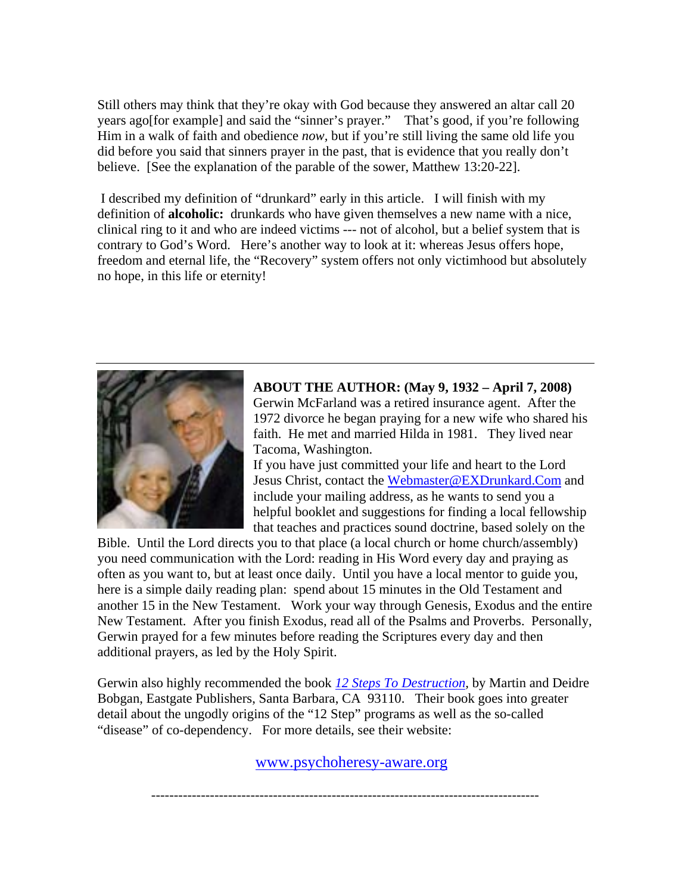Still others may think that they're okay with God because they answered an altar call 20 years ago[for example] and said the "sinner's prayer." That's good, if you're following Him in a walk of faith and obedience *now*, but if you're still living the same old life you did before you said that sinners prayer in the past, that is evidence that you really don't believe. [See the explanation of the parable of the sower, Matthew 13:20-22].

I described my definition of "drunkard" early in this article. I will finish with my definition of **alcoholic:** drunkards who have given themselves a new name with a nice, clinical ring to it and who are indeed victims --- not of alcohol, but a belief system that is contrary to God's Word. Here's another way to look at it: whereas Jesus offers hope, freedom and eternal life, the "Recovery" system offers not only victimhood but absolutely no hope, in this life or eternity!

---

**ABOUT THE AUTHOR: (May 9, 1932 – April 7, 2008)**
Gerwin McFarland was a retired insurance agent. After the 1972 divorce he began praying for a new wife who shared his faith. He met and married Hilda in 1981. They lived near Tacoma, Washington.
If you have just committed your life and heart to the Lord Jesus Christ, contact the [Webmaster@EXDrunkard.Com](mailto:Webmaster@EXDrunkard.Com) and include your mailing address, as he wants to send you a helpful booklet and suggestions for finding a local fellowship that teaches and practices sound doctrine, based solely on the Bible. Until the Lord directs you to that place (a local church or home church/assembly) you need communication with the Lord: reading in His Word every day and praying as often as you want to, but at least once daily. Until you have a local mentor to guide you, here is a simple daily reading plan: spend about 15 minutes in the Old Testament and another 15 in the New Testament. Work your way through Genesis, Exodus and the entire New Testament. After you finish Exodus, read all of the Psalms and Proverbs. Personally, Gerwin prayed for a few minutes before reading the Scriptures every day and then additional prayers, as led by the Holy Spirit.

Gerwin also highly recommended the book *12 Steps To Destruction*, by Martin and Deidre Bobgan, Eastgate Publishers, Santa Barbara, CA 93110. Their book goes into greater detail about the ungodly origins of the "12 Step" programs as well as the so-called "disease" of co-dependency. For more details, see their website:

www.psychoheresy-aware.org

-------------------------------------------------------------------------------------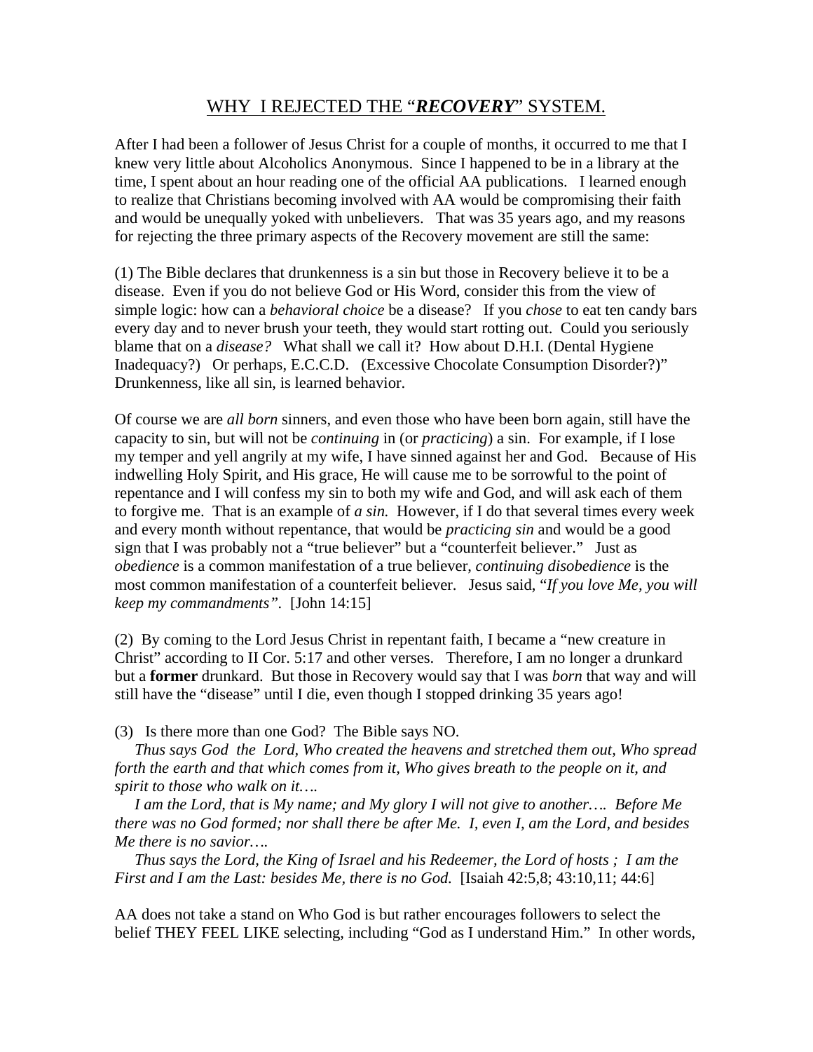## WHY I REJECTED THE "***RECOVERY***" SYSTEM.

After I had been a follower of Jesus Christ for a couple of months, it occurred to me that I knew very little about Alcoholics Anonymous. Since I happened to be in a library at the time, I spent about an hour reading one of the official AA publications. I learned enough to realize that Christians becoming involved with AA would be compromising their faith and would be unequally yoked with unbelievers. That was 35 years ago, and my reasons for rejecting the three primary aspects of the Recovery movement are still the same:

(1) The Bible declares that drunkenness is a sin but those in Recovery believe it to be a disease. Even if you do not believe God or His Word, consider this from the view of simple logic: how can a *behavioral choice* be a disease? If you *chose* to eat ten candy bars every day and to never brush your teeth, they would start rotting out. Could you seriously blame that on a *disease?* What shall we call it? How about D.H.I. (Dental Hygiene Inadequacy?) Or perhaps, E.C.C.D. (Excessive Chocolate Consumption Disorder?)" Drunkenness, like all sin, is learned behavior.

Of course we are *all born* sinners, and even those who have been born again, still have the capacity to sin, but will not be *continuing* in (or *practicing*) a sin. For example, if I lose my temper and yell angrily at my wife, I have sinned against her and God. Because of His indwelling Holy Spirit, and His grace, He will cause me to be sorrowful to the point of repentance and I will confess my sin to both my wife and God, and will ask each of them to forgive me. That is an example of *a sin.* However, if I do that several times every week and every month without repentance, that would be *practicing sin* and would be a good sign that I was probably not a "true believer" but a "counterfeit believer." Just as *obedience* is a common manifestation of a true believer, *continuing disobedience* is the most common manifestation of a counterfeit believer. Jesus said, "*If you love Me, you will keep my commandments".* [John 14:15]

(2) By coming to the Lord Jesus Christ in repentant faith, I became a "new creature in Christ" according to II Cor. 5:17 and other verses. Therefore, I am no longer a drunkard but a **former** drunkard. But those in Recovery would say that I was *born* that way and will still have the "disease" until I die, even though I stopped drinking 35 years ago!

(3) Is there more than one God? The Bible says NO.

*Thus says God the Lord, Who created the heavens and stretched them out, Who spread forth the earth and that which comes from it, Who gives breath to the people on it, and spirit to those who walk on it….*

*I am the Lord, that is My name; and My glory I will not give to another…. Before Me there was no God formed; nor shall there be after Me. I, even I, am the Lord, and besides Me there is no savior….*

*Thus says the Lord, the King of Israel and his Redeemer, the Lord of hosts ; I am the First and I am the Last: besides Me, there is no God.* [Isaiah 42:5,8; 43:10,11; 44:6]

AA does not take a stand on Who God is but rather encourages followers to select the belief THEY FEEL LIKE selecting, including "God as I understand Him." In other words,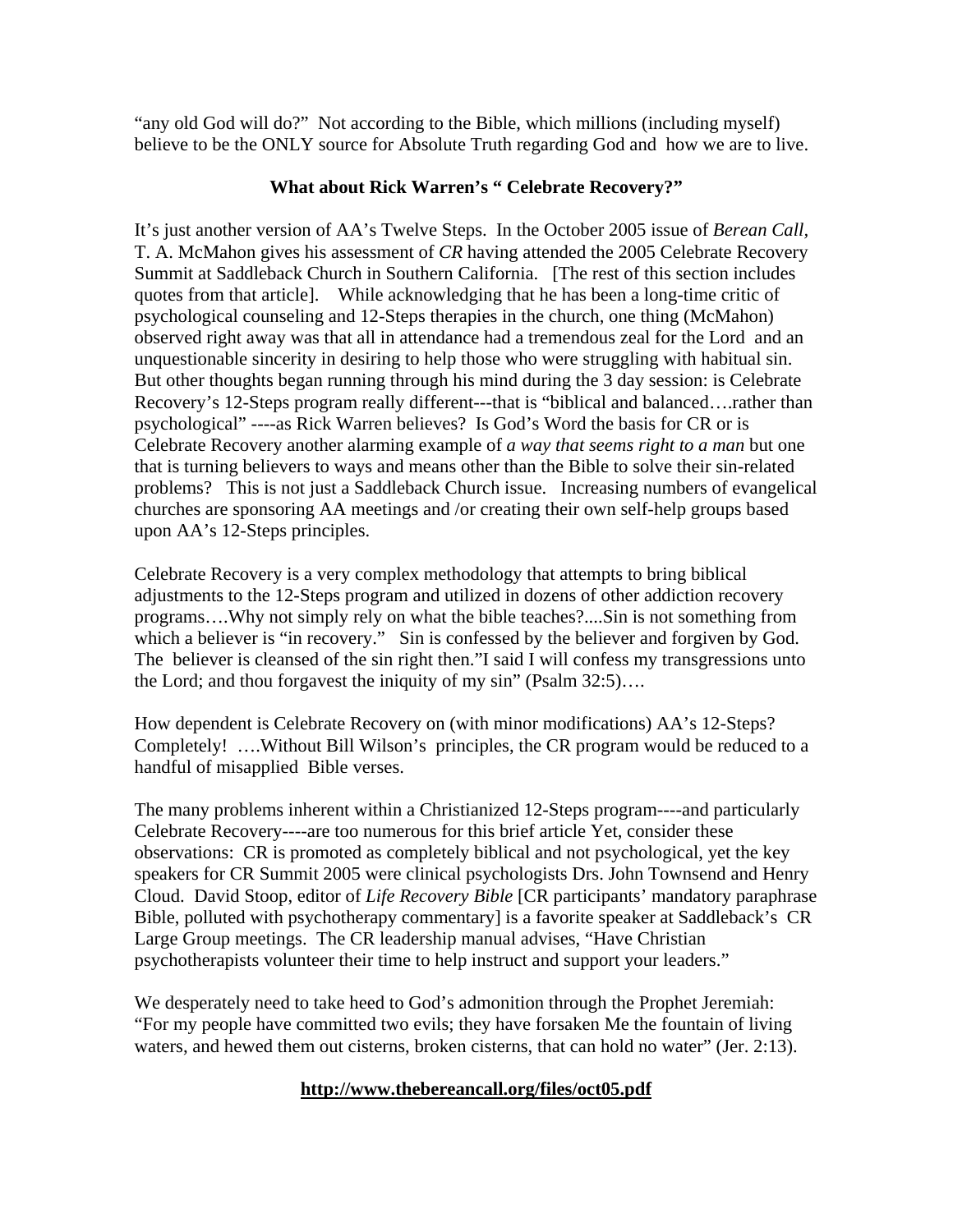"any old God will do?" Not according to the Bible, which millions (including myself) believe to be the ONLY source for Absolute Truth regarding God and how we are to live.

### What about Rick Warren's " Celebrate Recovery?"

It's just another version of AA's Twelve Steps. In the October 2005 issue of *Berean Call*, T. A. McMahon gives his assessment of *CR* having attended the 2005 Celebrate Recovery Summit at Saddleback Church in Southern California. [The rest of this section includes quotes from that article]. While acknowledging that he has been a long-time critic of psychological counseling and 12-Steps therapies in the church, one thing (McMahon) observed right away was that all in attendance had a tremendous zeal for the Lord and an unquestionable sincerity in desiring to help those who were struggling with habitual sin. But other thoughts began running through his mind during the 3 day session: is Celebrate Recovery's 12-Steps program really different---that is "biblical and balanced….rather than psychological" ----as Rick Warren believes? Is God's Word the basis for CR or is Celebrate Recovery another alarming example of *a way that seems right to a man* but one that is turning believers to ways and means other than the Bible to solve their sin-related problems? This is not just a Saddleback Church issue. Increasing numbers of evangelical churches are sponsoring AA meetings and /or creating their own self-help groups based upon AA's 12-Steps principles.

Celebrate Recovery is a very complex methodology that attempts to bring biblical adjustments to the 12-Steps program and utilized in dozens of other addiction recovery programs….Why not simply rely on what the bible teaches?....Sin is not something from which a believer is "in recovery." Sin is confessed by the believer and forgiven by God. The believer is cleansed of the sin right then."I said I will confess my transgressions unto the Lord; and thou forgavest the iniquity of my sin" (Psalm 32:5)….

How dependent is Celebrate Recovery on (with minor modifications) AA's 12-Steps? Completely! ….Without Bill Wilson's principles, the CR program would be reduced to a handful of misapplied Bible verses.

The many problems inherent within a Christianized 12-Steps program----and particularly Celebrate Recovery----are too numerous for this brief article Yet, consider these observations: CR is promoted as completely biblical and not psychological, yet the key speakers for CR Summit 2005 were clinical psychologists Drs. John Townsend and Henry Cloud. David Stoop, editor of *Life Recovery Bible* [CR participants' mandatory paraphrase Bible, polluted with psychotherapy commentary] is a favorite speaker at Saddleback's CR Large Group meetings. The CR leadership manual advises, "Have Christian psychotherapists volunteer their time to help instruct and support your leaders."

We desperately need to take heed to God's admonition through the Prophet Jeremiah: "For my people have committed two evils; they have forsaken Me the fountain of living waters, and hewed them out cisterns, broken cisterns, that can hold no water" (Jer. 2:13).

**http://www.thebereancall.org/files/oct05.pdf**